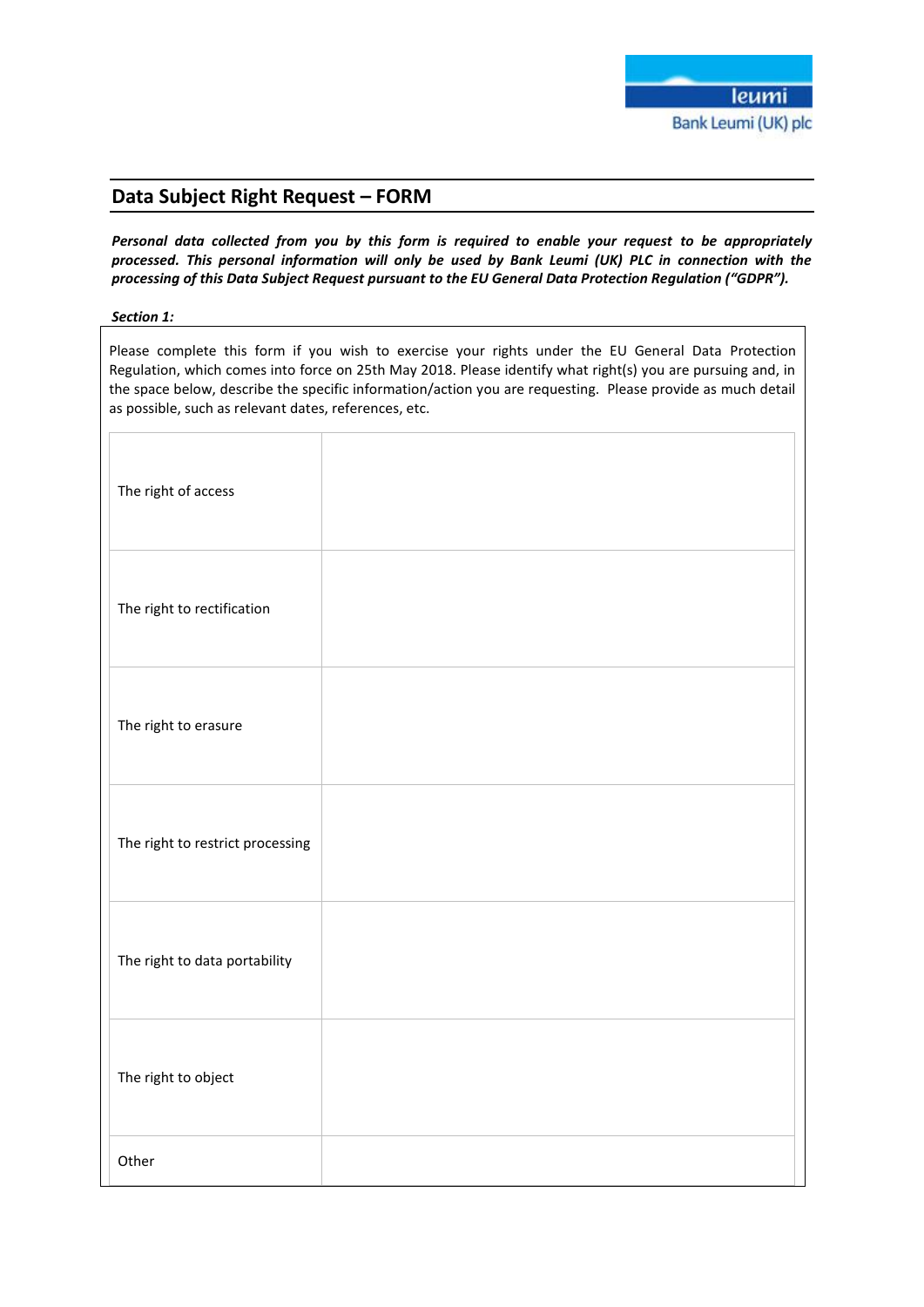leumi
Bank Leumi (UK) plc

## Data Subject Right Request – FORM

***Personal data collected from you by this form is required to enable your request to be appropriately processed. This personal information will only be used by Bank Leumi (UK) PLC in connection with the processing of this Data Subject Request pursuant to the EU General Data Protection Regulation ("GDPR").***

***Section 1:***

Please complete this form if you wish to exercise your rights under the EU General Data Protection Regulation, which comes into force on 25th May 2018. Please identify what right(s) you are pursuing and, in the space below, describe the specific information/action you are requesting. Please provide as much detail as possible, such as relevant dates, references, etc.

| | |
|---|---|
| The right of access | |
| The right to rectification | |
| The right to erasure | |
| The right to restrict processing | |
| The right to data portability | |
| The right to object | |
| Other | |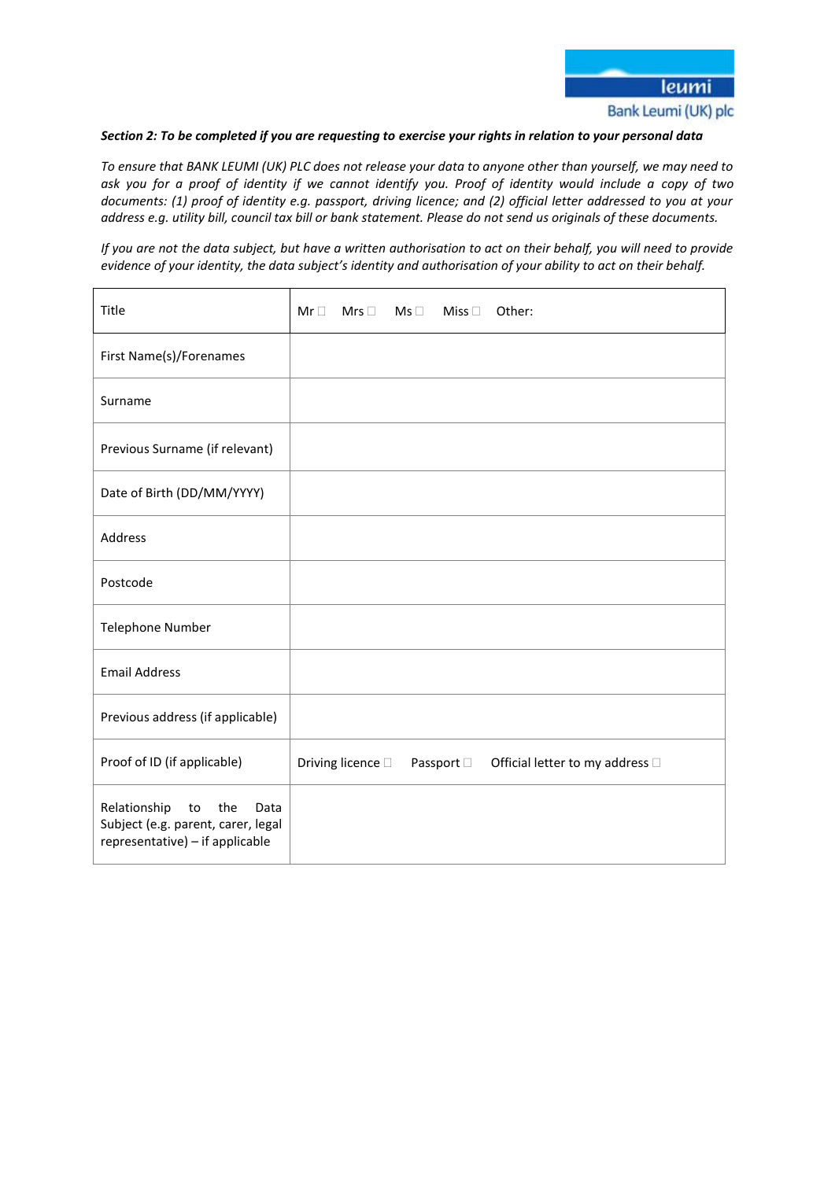**_Section 2: To be completed if you are requesting to exercise your rights in relation to your personal data_**

*To ensure that BANK LEUMI (UK) PLC does not release your data to anyone other than yourself, we may need to ask you for a proof of identity if we cannot identify you. Proof of identity would include a copy of two documents: (1) proof of identity e.g. passport, driving licence; and (2) official letter addressed to you at your address e.g. utility bill, council tax bill or bank statement. Please do not send us originals of these documents.*

*If you are not the data subject, but have a written authorisation to act on their behalf, you will need to provide evidence of your identity, the data subject's identity and authorisation of your ability to act on their behalf.*

| Title | Mr ☐ Mrs ☐ Ms ☐ Miss ☐ Other: |
|---|---|
| First Name(s)/Forenames | |
| Surname | |
| Previous Surname (if relevant) | |
| Date of Birth (DD/MM/YYYY) | |
| Address | |
| Postcode | |
| Telephone Number | |
| Email Address | |
| Previous address (if applicable) | |
| Proof of ID (if applicable) | Driving licence ☐ Passport ☐ Official letter to my address ☐ |
| Relationship to the Data Subject (e.g. parent, carer, legal representative) – if applicable | |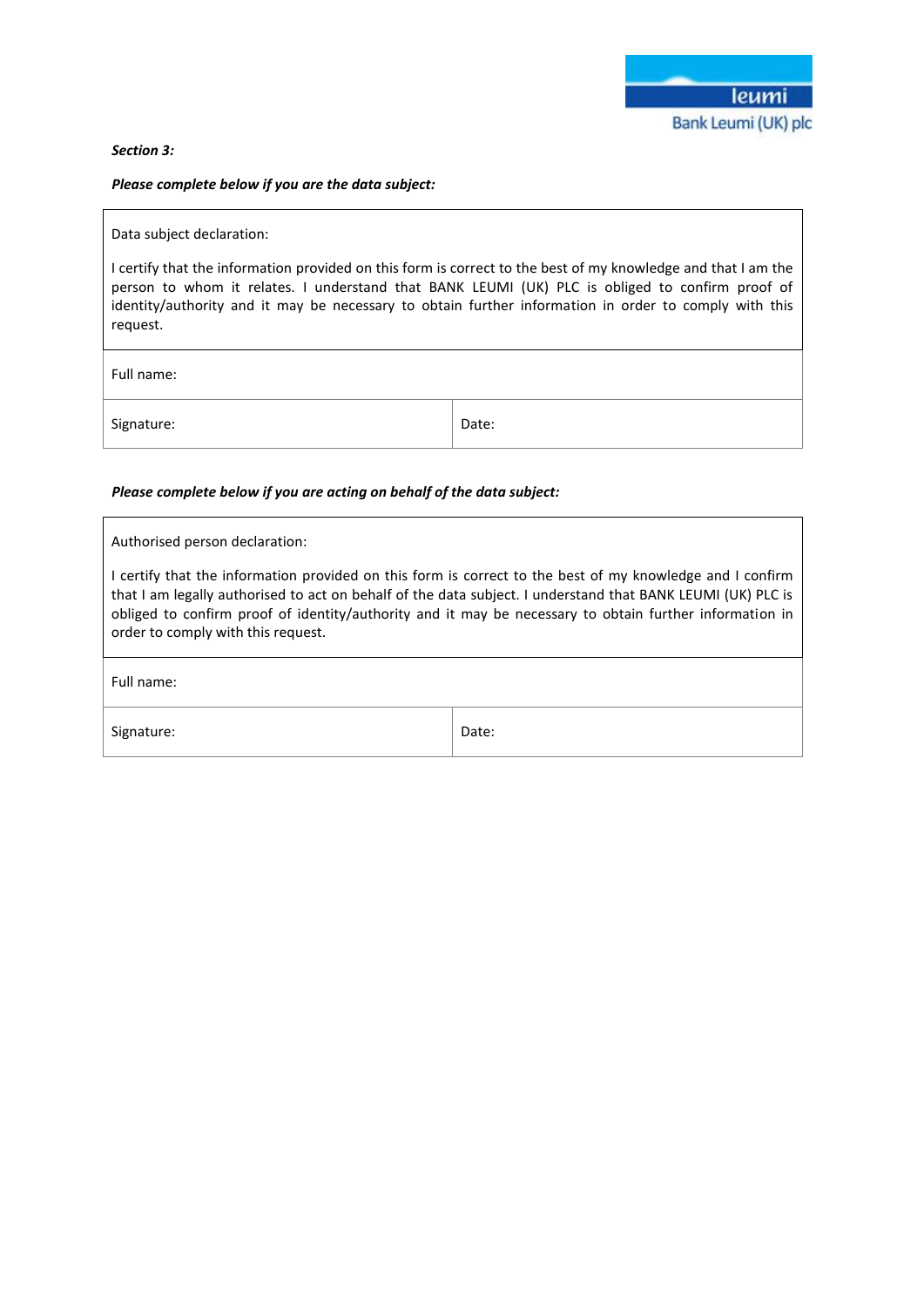***Section 3:***

***Please complete below if you are the data subject:***

| Data subject declaration:<br><br>I certify that the information provided on this form is correct to the best of my knowledge and that I am the person to whom it relates. I understand that BANK LEUMI (UK) PLC is obliged to confirm proof of identity/authority and it may be necessary to obtain further information in order to comply with this request. | |
|---|---|
| Full name: | |
| Signature: | Date: |

***Please complete below if you are acting on behalf of the data subject:***

| Authorised person declaration:<br><br>I certify that the information provided on this form is correct to the best of my knowledge and I confirm that I am legally authorised to act on behalf of the data subject. I understand that BANK LEUMI (UK) PLC is obliged to confirm proof of identity/authority and it may be necessary to obtain further information in order to comply with this request. | |
|---|---|
| Full name: | |
| Signature: | Date: |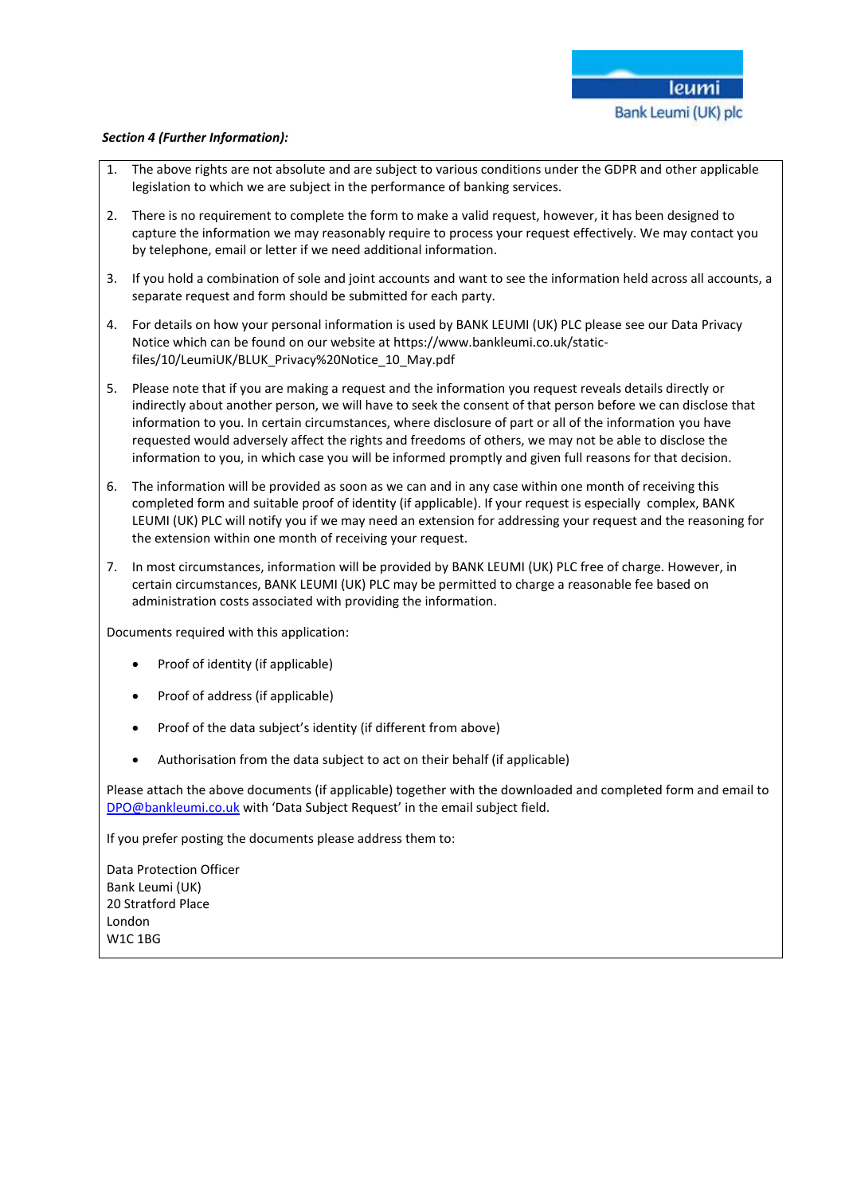*Section 4 (Further Information):*

1. The above rights are not absolute and are subject to various conditions under the GDPR and other applicable legislation to which we are subject in the performance of banking services.

2. There is no requirement to complete the form to make a valid request, however, it has been designed to capture the information we may reasonably require to process your request effectively. We may contact you by telephone, email or letter if we need additional information.

3. If you hold a combination of sole and joint accounts and want to see the information held across all accounts, a separate request and form should be submitted for each party.

4. For details on how your personal information is used by BANK LEUMI (UK) PLC please see our Data Privacy Notice which can be found on our website at https://www.bankleumi.co.uk/static-files/10/LeumiUK/BLUK_Privacy%20Notice_10_May.pdf

5. Please note that if you are making a request and the information you request reveals details directly or indirectly about another person, we will have to seek the consent of that person before we can disclose that information to you. In certain circumstances, where disclosure of part or all of the information you have requested would adversely affect the rights and freedoms of others, we may not be able to disclose the information to you, in which case you will be informed promptly and given full reasons for that decision.

6. The information will be provided as soon as we can and in any case within one month of receiving this completed form and suitable proof of identity (if applicable). If your request is especially complex, BANK LEUMI (UK) PLC will notify you if we may need an extension for addressing your request and the reasoning for the extension within one month of receiving your request.

7. In most circumstances, information will be provided by BANK LEUMI (UK) PLC free of charge. However, in certain circumstances, BANK LEUMI (UK) PLC may be permitted to charge a reasonable fee based on administration costs associated with providing the information.

Documents required with this application:

- Proof of identity (if applicable)
- Proof of address (if applicable)
- Proof of the data subject's identity (if different from above)
- Authorisation from the data subject to act on their behalf (if applicable)

Please attach the above documents (if applicable) together with the downloaded and completed form and email to DPO@bankleumi.co.uk with 'Data Subject Request' in the email subject field.

If you prefer posting the documents please address them to:

Data Protection Officer
Bank Leumi (UK)
20 Stratford Place
London
W1C 1BG